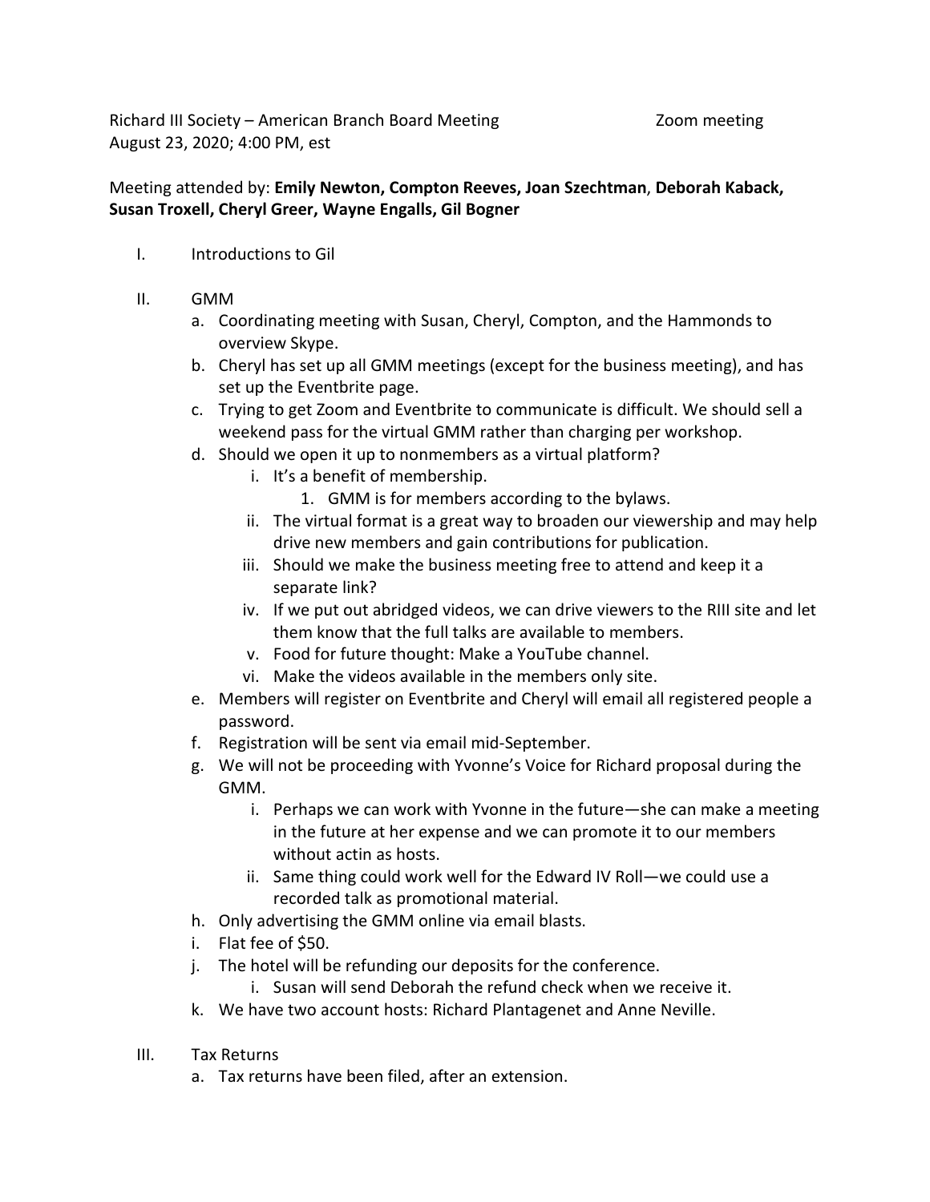Richard III Society – American Branch Board Meeting Zoom meeting
August 23, 2020; 4:00 PM, est

Meeting attended by: **Emily Newton, Compton Reeves, Joan Szechtman**, **Deborah Kaback, Susan Troxell, Cheryl Greer, Wayne Engalls, Gil Bogner**

I. Introductions to Gil

II. GMM
   a. Coordinating meeting with Susan, Cheryl, Compton, and the Hammonds to overview Skype.
   b. Cheryl has set up all GMM meetings (except for the business meeting), and has set up the Eventbrite page.
   c. Trying to get Zoom and Eventbrite to communicate is difficult. We should sell a weekend pass for the virtual GMM rather than charging per workshop.
   d. Should we open it up to nonmembers as a virtual platform?
      i. It's a benefit of membership.
         1. GMM is for members according to the bylaws.
      ii. The virtual format is a great way to broaden our viewership and may help drive new members and gain contributions for publication.
      iii. Should we make the business meeting free to attend and keep it a separate link?
      iv. If we put out abridged videos, we can drive viewers to the RIII site and let them know that the full talks are available to members.
      v. Food for future thought: Make a YouTube channel.
      vi. Make the videos available in the members only site.
   e. Members will register on Eventbrite and Cheryl will email all registered people a password.
   f. Registration will be sent via email mid-September.
   g. We will not be proceeding with Yvonne's Voice for Richard proposal during the GMM.
      i. Perhaps we can work with Yvonne in the future—she can make a meeting in the future at her expense and we can promote it to our members without actin as hosts.
      ii. Same thing could work well for the Edward IV Roll—we could use a recorded talk as promotional material.
   h. Only advertising the GMM online via email blasts.
   i. Flat fee of $50.
   j. The hotel will be refunding our deposits for the conference.
      i. Susan will send Deborah the refund check when we receive it.
   k. We have two account hosts: Richard Plantagenet and Anne Neville.

III. Tax Returns
   a. Tax returns have been filed, after an extension.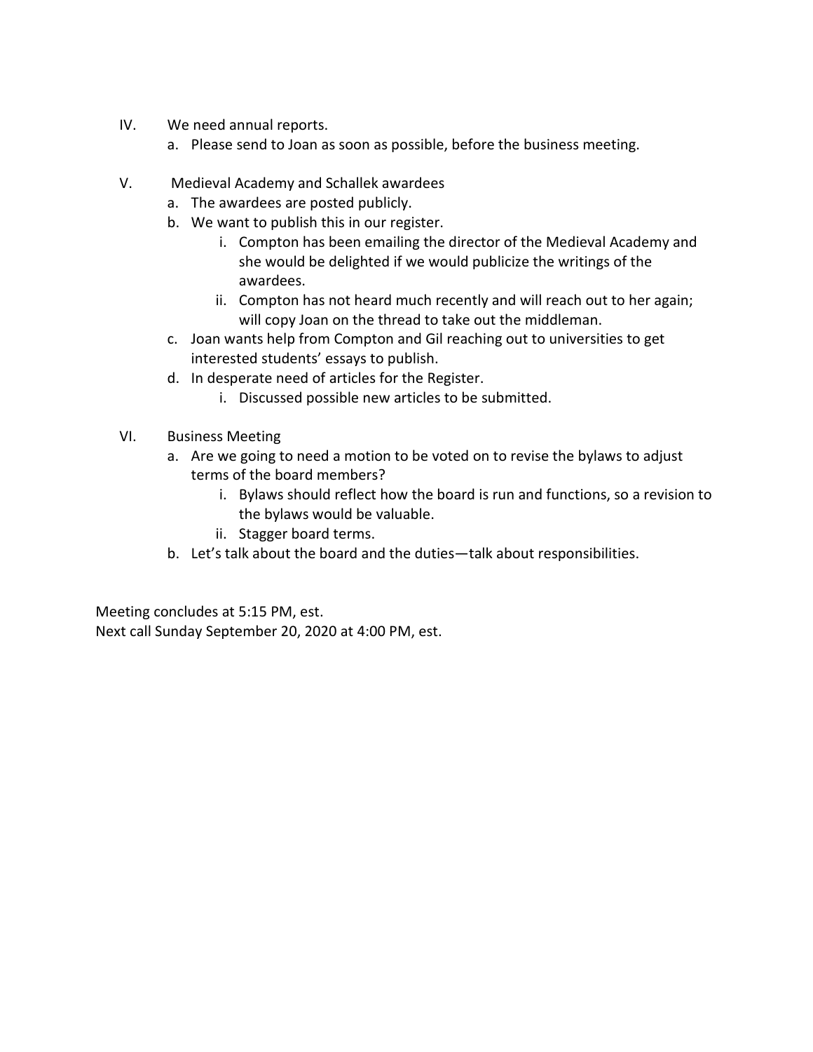IV. We need annual reports.
   a. Please send to Joan as soon as possible, before the business meeting.

V. Medieval Academy and Schallek awardees
   a. The awardees are posted publicly.
   b. We want to publish this in our register.
      i. Compton has been emailing the director of the Medieval Academy and she would be delighted if we would publicize the writings of the awardees.
      ii. Compton has not heard much recently and will reach out to her again; will copy Joan on the thread to take out the middleman.
   c. Joan wants help from Compton and Gil reaching out to universities to get interested students' essays to publish.
   d. In desperate need of articles for the Register.
      i. Discussed possible new articles to be submitted.

VI. Business Meeting
   a. Are we going to need a motion to be voted on to revise the bylaws to adjust terms of the board members?
      i. Bylaws should reflect how the board is run and functions, so a revision to the bylaws would be valuable.
      ii. Stagger board terms.
   b. Let's talk about the board and the duties—talk about responsibilities.

Meeting concludes at 5:15 PM, est.
Next call Sunday September 20, 2020 at 4:00 PM, est.